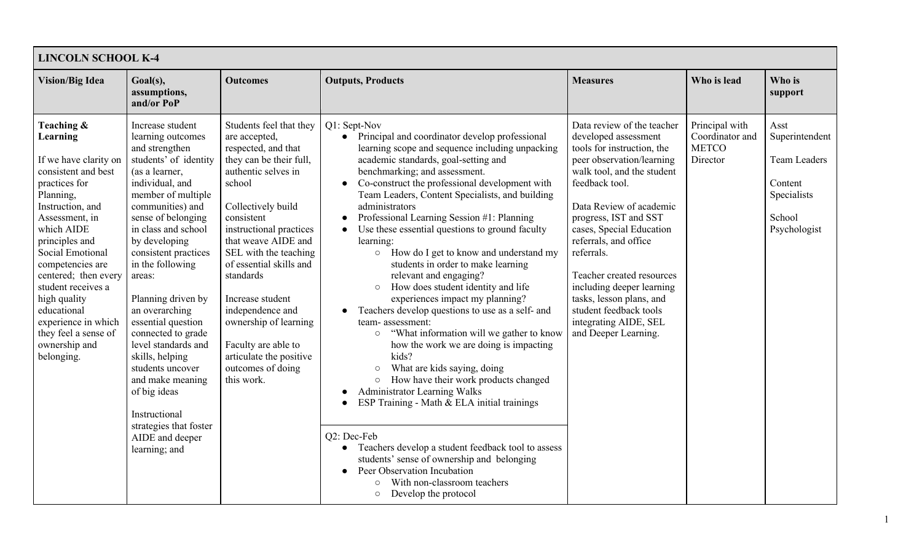| LINCOLN SCHOOL K-4 | | | | | | |
|---|---|---|---|---|---|---|
| **Vision/Big Idea** | **Goal(s), assumptions, and/or PoP** | **Outcomes** | **Outputs, Products** | **Measures** | **Who is lead** | **Who is support** |
| **Teaching & Learning**<br><br>If we have clarity on consistent and best practices for Planning, Instruction, and Assessment, in which AIDE principles and Social Emotional competencies are centered; then every student receives a high quality educational experience in which they feel a sense of ownership and belonging. | Increase student learning outcomes and strengthen students' of identity (as a learner, individual, and member of multiple communities) and sense of belonging in class and school by developing consistent practices in the following areas:<br><br>Planning driven by an overarching essential question connected to grade level standards and skills, helping students uncover and make meaning of big ideas<br><br>Instructional strategies that foster AIDE and deeper learning; and | Students feel that they are accepted, respected, and that they can be their full, authentic selves in school<br><br>Collectively build consistent instructional practices that weave AIDE and SEL with the teaching of essential skills and standards<br><br>Increase student independence and ownership of learning<br><br>Faculty are able to articulate the positive outcomes of doing this work. | Q1: Sept-Nov<br>• Principal and coordinator develop professional learning scope and sequence including unpacking academic standards, goal-setting and benchmarking; and assessment.<br>• Co-construct the professional development with Team Leaders, Content Specialists, and building administrators<br>• Professional Learning Session #1: Planning<br>• Use these essential questions to ground faculty learning:<br>&nbsp;&nbsp;○ How do I get to know and understand my students in order to make learning relevant and engaging?<br>&nbsp;&nbsp;○ How does student identity and life experiences impact my planning?<br>• Teachers develop questions to use as a self- and team- assessment:<br>&nbsp;&nbsp;○ "What information will we gather to know how the work we are doing is impacting kids?<br>&nbsp;&nbsp;○ What are kids saying, doing<br>&nbsp;&nbsp;○ How have their work products changed<br>• Administrator Learning Walks<br>• ESP Training - Math & ELA initial trainings<br><br>Q2: Dec-Feb<br>• Teachers develop a student feedback tool to assess students' sense of ownership and belonging<br>• Peer Observation Incubation<br>&nbsp;&nbsp;○ With non-classroom teachers<br>&nbsp;&nbsp;○ Develop the protocol | Data review of the teacher developed assessment tools for instruction, the peer observation/learning walk tool, and the student feedback tool.<br><br>Data Review of academic progress, IST and SST cases, Special Education referrals, and office referrals.<br><br>Teacher created resources including deeper learning tasks, lesson plans, and student feedback tools integrating AIDE, SEL and Deeper Learning. | Principal with Coordinator and METCO Director | Asst Superintendent<br><br>Team Leaders<br><br>Content Specialists<br><br>School Psychologist |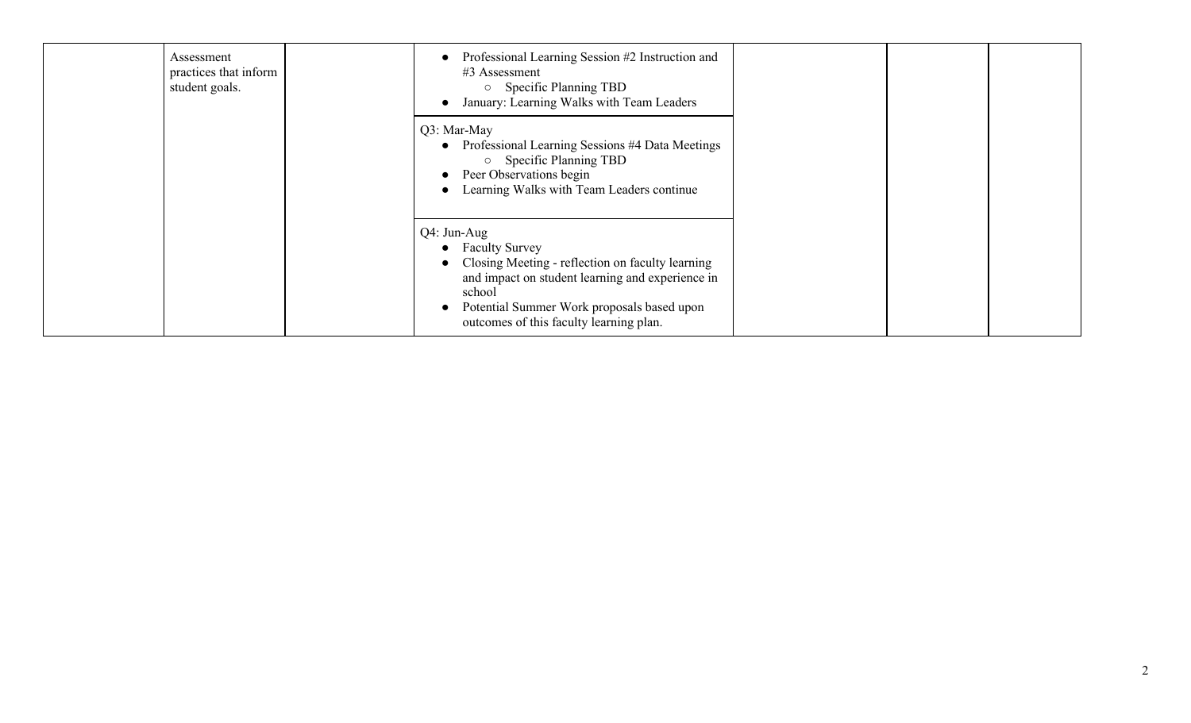| | | | | | | |
|---|---|---|---|---|---|---|
| | Assessment practices that inform student goals. | | • Professional Learning Session #2 Instruction and #3 Assessment<br>  ○ Specific Planning TBD<br>• January: Learning Walks with Team Leaders | | | |
| | | | Q3: Mar-May<br>• Professional Learning Sessions #4 Data Meetings<br>  ○ Specific Planning TBD<br>• Peer Observations begin<br>• Learning Walks with Team Leaders continue | | | |
| | | | Q4: Jun-Aug<br>• Faculty Survey<br>• Closing Meeting - reflection on faculty learning and impact on student learning and experience in school<br>• Potential Summer Work proposals based upon outcomes of this faculty learning plan. | | | |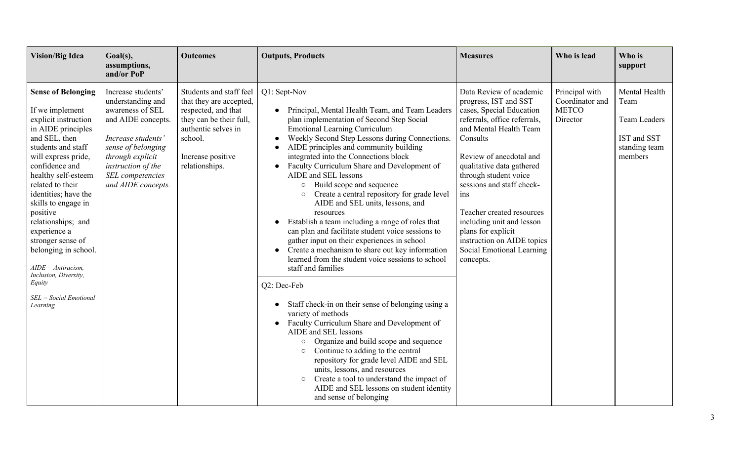| Vision/Big Idea | Goal(s), assumptions, and/or PoP | Outcomes | Outputs, Products | Measures | Who is lead | Who is support |
|---|---|---|---|---|---|---|
| **Sense of Belonging**<br><br>If we implement explicit instruction in AIDE principles and SEL, then students and staff will express pride, confidence and healthy self-esteem related to their identities; have the skills to engage in positive relationships; and experience a stronger sense of belonging in school.<br><br>*AIDE = Antiracism, Inclusion, Diversity, Equity*<br><br>*SEL = Social Emotional Learning* | Increase students' understanding and awareness of SEL and AIDE concepts.<br><br>*Increase students' sense of belonging through explicit instruction of the SEL competencies and AIDE concepts.* | Students and staff feel that they are accepted, respected, and that they can be their full, authentic selves in school.<br><br>Increase positive relationships. | Q1: Sept-Nov<br><br>• Principal, Mental Health Team, and Team Leaders plan implementation of Second Step Social Emotional Learning Curriculum<br>• Weekly Second Step Lessons during Connections.<br>• AIDE principles and community building integrated into the Connections block<br>• Faculty Curriculum Share and Development of AIDE and SEL lessons<br>&nbsp;&nbsp;&nbsp;&nbsp;○ Build scope and sequence<br>&nbsp;&nbsp;&nbsp;&nbsp;○ Create a central repository for grade level AIDE and SEL units, lessons, and resources<br>• Establish a team including a range of roles that can plan and facilitate student voice sessions to gather input on their experiences in school<br>• Create a mechanism to share out key information learned from the student voice sessions to school staff and families<br><br>Q2: Dec-Feb<br><br>• Staff check-in on their sense of belonging using a variety of methods<br>• Faculty Curriculum Share and Development of AIDE and SEL lessons<br>&nbsp;&nbsp;&nbsp;&nbsp;○ Organize and build scope and sequence<br>&nbsp;&nbsp;&nbsp;&nbsp;○ Continue to adding to the central repository for grade level AIDE and SEL units, lessons, and resources<br>&nbsp;&nbsp;&nbsp;&nbsp;○ Create a tool to understand the impact of AIDE and SEL lessons on student identity and sense of belonging | Data Review of academic progress, IST and SST cases, Special Education referrals, office referrals, and Mental Health Team Consults<br><br>Review of anecdotal and qualitative data gathered through student voice sessions and staff check-ins<br><br>Teacher created resources including unit and lesson plans for explicit instruction on AIDE topics Social Emotional Learning concepts. | Principal with Coordinator and METCO Director | Mental Health Team<br><br>Team Leaders<br><br>IST and SST standing team members |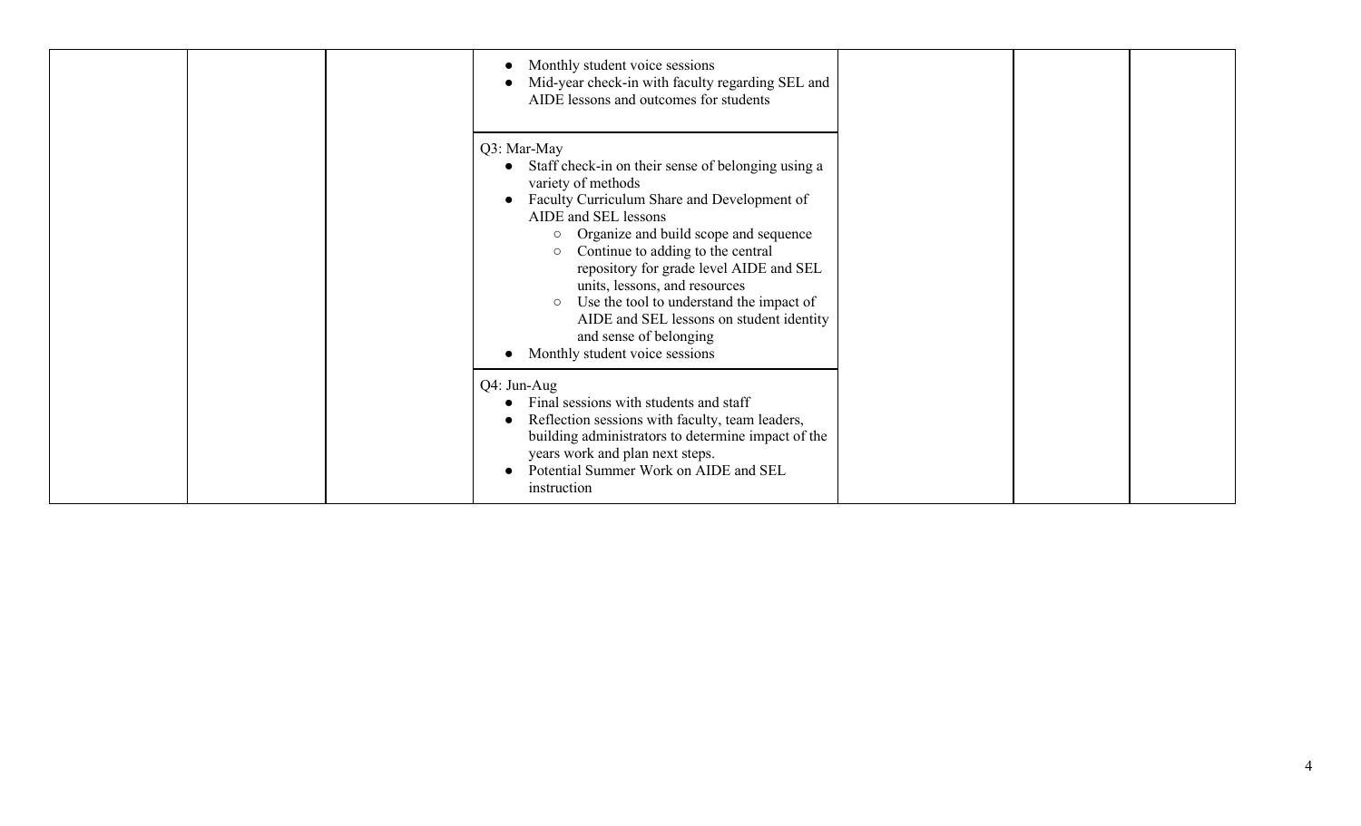| | | | | | | |
|---|---|---|---|---|---|---|
| | | | • Monthly student voice sessions<br>• Mid-year check-in with faculty regarding SEL and AIDE lessons and outcomes for students | | | |
| | | | Q3: Mar-May<br>• Staff check-in on their sense of belonging using a variety of methods<br>• Faculty Curriculum Share and Development of AIDE and SEL lessons<br>&nbsp;&nbsp;&nbsp;&nbsp;○ Organize and build scope and sequence<br>&nbsp;&nbsp;&nbsp;&nbsp;○ Continue to adding to the central repository for grade level AIDE and SEL units, lessons, and resources<br>&nbsp;&nbsp;&nbsp;&nbsp;○ Use the tool to understand the impact of AIDE and SEL lessons on student identity and sense of belonging<br>• Monthly student voice sessions | | | |
| | | | Q4: Jun-Aug<br>• Final sessions with students and staff<br>• Reflection sessions with faculty, team leaders, building administrators to determine impact of the years work and plan next steps.<br>• Potential Summer Work on AIDE and SEL instruction | | | |